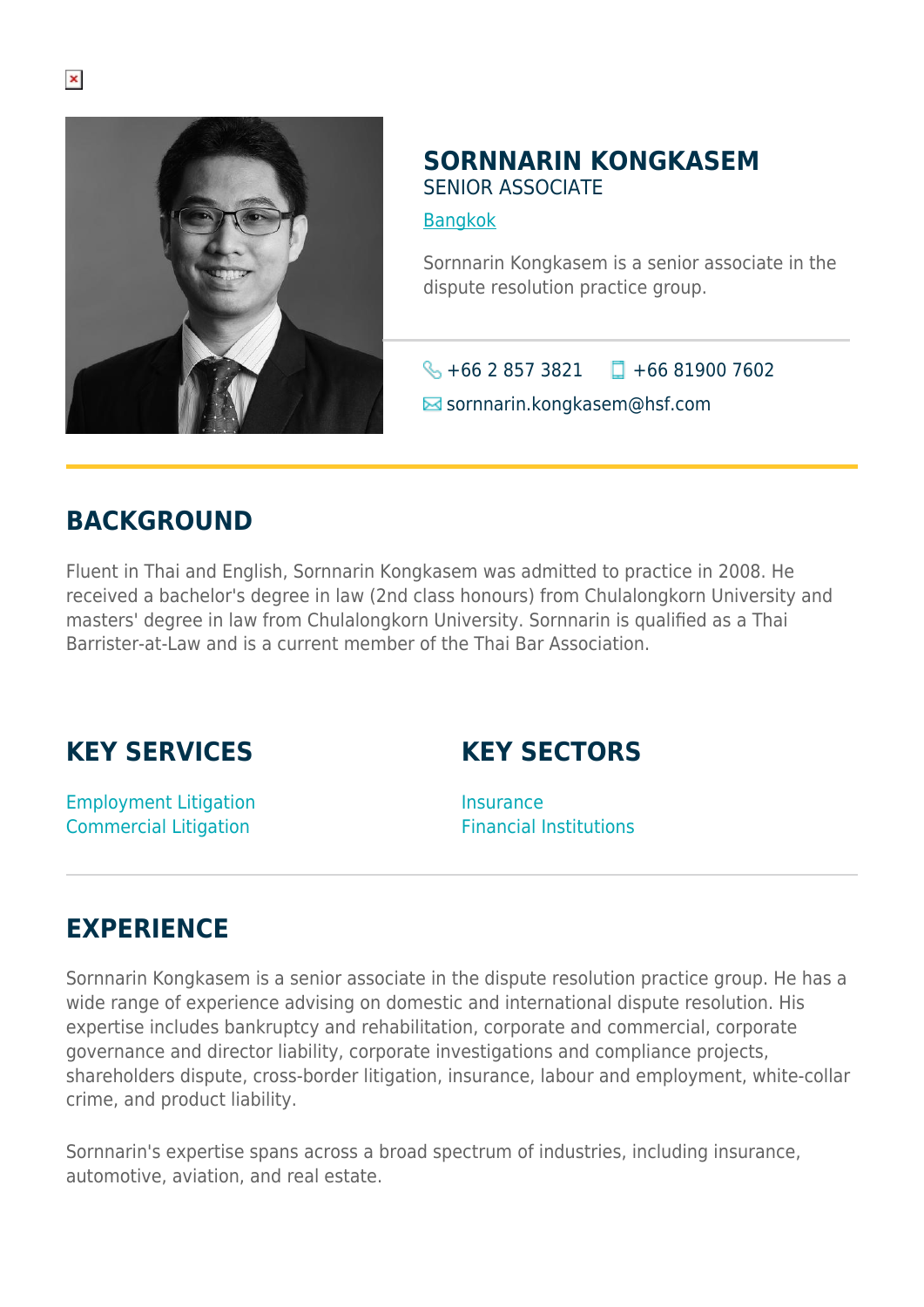# SORNNARIN KONGKASEM

SENIOR ASSOCIATE

[Bangkok]

Sornnarin Kongkasem is a senior associate in the dispute resolution practice group.

+66 2 857 3821 +66 81900 7602

sornnarin.kongkasem@hsf.com

## BACKGROUND

Fluent in Thai and English, Sornnarin Kongkasem was admitted to practice in 2008. He received a bachelor's degree in law (2nd class honours) from Chulalongkorn University and masters' degree in law from Chulalongkorn University. Sornnarin is qualified as a Thai Barrister-at-Law and is a current member of the Thai Bar Association.

## KEY SERVICES

Employment Litigation
Commercial Litigation

## KEY SECTORS

Insurance
Financial Institutions

## EXPERIENCE

Sornnarin Kongkasem is a senior associate in the dispute resolution practice group. He has a wide range of experience advising on domestic and international dispute resolution. His expertise includes bankruptcy and rehabilitation, corporate and commercial, corporate governance and director liability, corporate investigations and compliance projects, shareholders dispute, cross-border litigation, insurance, labour and employment, white-collar crime, and product liability.

Sornnarin's expertise spans across a broad spectrum of industries, including insurance, automotive, aviation, and real estate.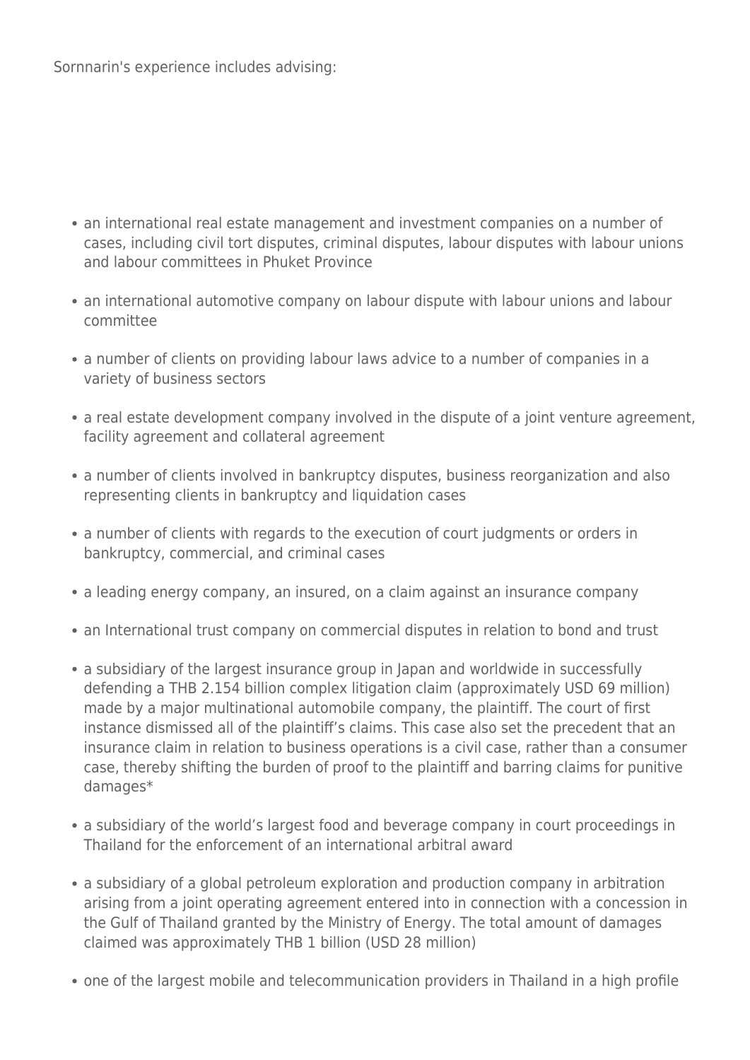Sornnarin's experience includes advising:

- an international real estate management and investment companies on a number of cases, including civil tort disputes, criminal disputes, labour disputes with labour unions and labour committees in Phuket Province
- an international automotive company on labour dispute with labour unions and labour committee
- a number of clients on providing labour laws advice to a number of companies in a variety of business sectors
- a real estate development company involved in the dispute of a joint venture agreement, facility agreement and collateral agreement
- a number of clients involved in bankruptcy disputes, business reorganization and also representing clients in bankruptcy and liquidation cases
- a number of clients with regards to the execution of court judgments or orders in bankruptcy, commercial, and criminal cases
- a leading energy company, an insured, on a claim against an insurance company
- an International trust company on commercial disputes in relation to bond and trust
- a subsidiary of the largest insurance group in Japan and worldwide in successfully defending a THB 2.154 billion complex litigation claim (approximately USD 69 million) made by a major multinational automobile company, the plaintiff. The court of first instance dismissed all of the plaintiff’s claims. This case also set the precedent that an insurance claim in relation to business operations is a civil case, rather than a consumer case, thereby shifting the burden of proof to the plaintiff and barring claims for punitive damages*
- a subsidiary of the world’s largest food and beverage company in court proceedings in Thailand for the enforcement of an international arbitral award
- a subsidiary of a global petroleum exploration and production company in arbitration arising from a joint operating agreement entered into in connection with a concession in the Gulf of Thailand granted by the Ministry of Energy. The total amount of damages claimed was approximately THB 1 billion (USD 28 million)
- one of the largest mobile and telecommunication providers in Thailand in a high profile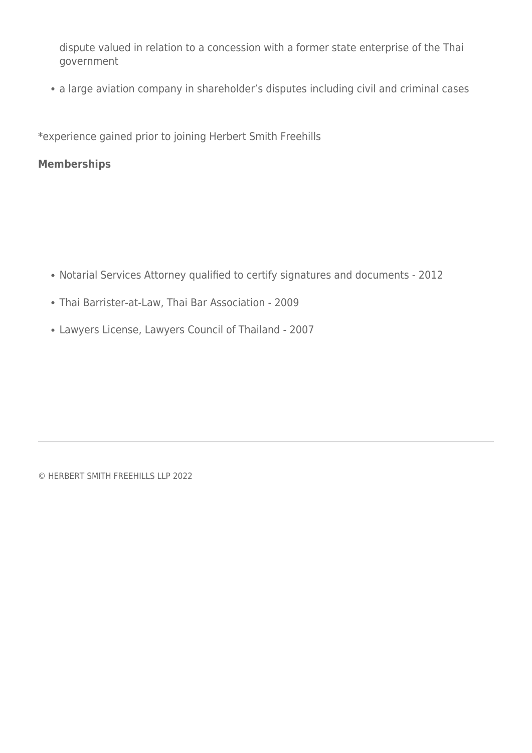dispute valued in relation to a concession with a former state enterprise of the Thai government

- a large aviation company in shareholder's disputes including civil and criminal cases

*experience gained prior to joining Herbert Smith Freehills

**Memberships**

- Notarial Services Attorney qualified to certify signatures and documents - 2012
- Thai Barrister-at-Law, Thai Bar Association - 2009
- Lawyers License, Lawyers Council of Thailand - 2007

© HERBERT SMITH FREEHILLS LLP 2022